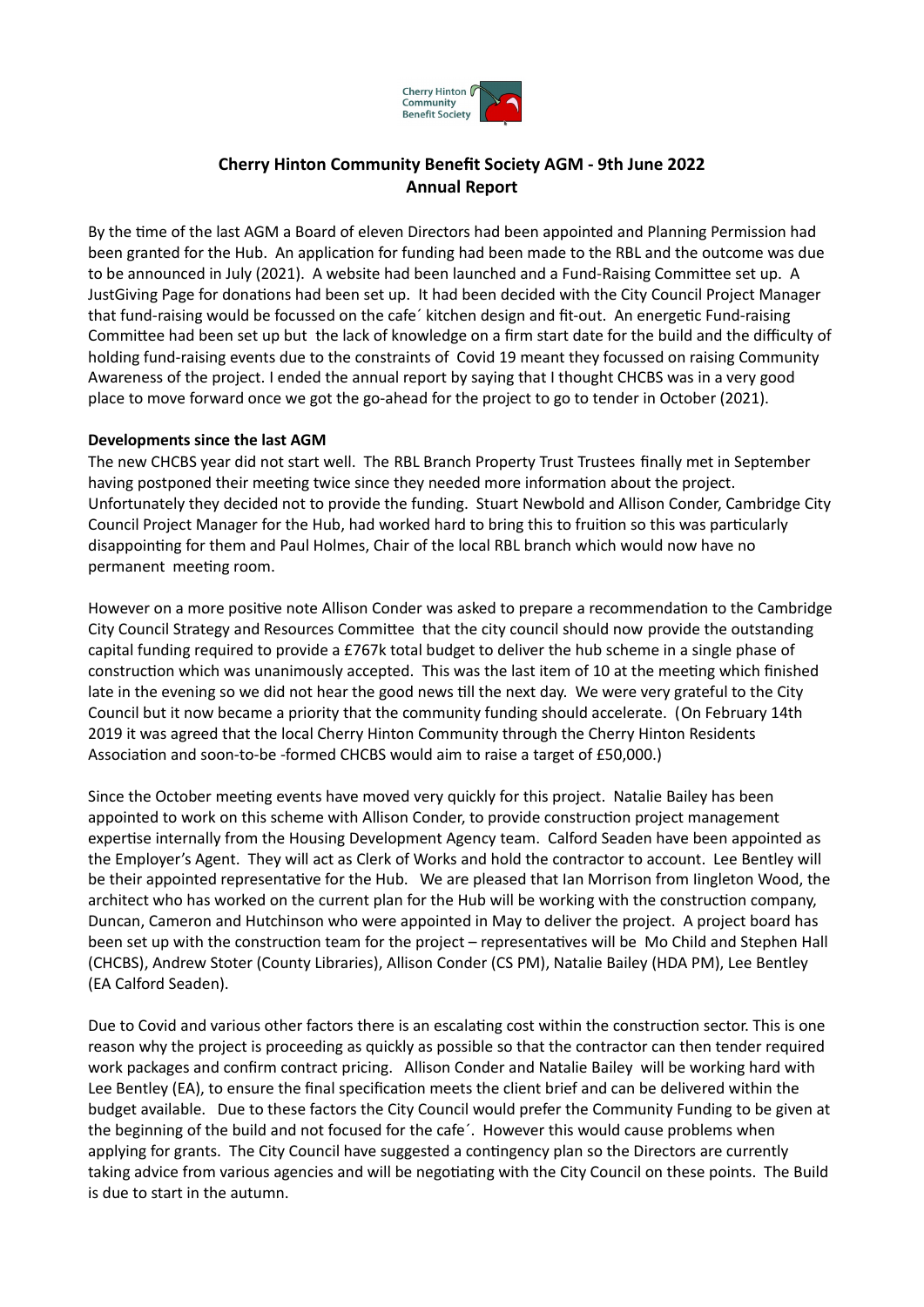# Cherry Hinton Community Benefit Society AGM - 9th June 2022
## Annual Report

By the time of the last AGM a Board of eleven Directors had been appointed and Planning Permission had been granted for the Hub. An application for funding had been made to the RBL and the outcome was due to be announced in July (2021). A website had been launched and a Fund-Raising Committee set up. A JustGiving Page for donations had been set up. It had been decided with the City Council Project Manager that fund-raising would be focussed on the cafe´ kitchen design and fit-out. An energetic Fund-raising Committee had been set up but the lack of knowledge on a firm start date for the build and the difficulty of holding fund-raising events due to the constraints of Covid 19 meant they focussed on raising Community Awareness of the project. I ended the annual report by saying that I thought CHCBS was in a very good place to move forward once we got the go-ahead for the project to go to tender in October (2021).

**Developments since the last AGM**

The new CHCBS year did not start well. The RBL Branch Property Trust Trustees finally met in September having postponed their meeting twice since they needed more information about the project. Unfortunately they decided not to provide the funding. Stuart Newbold and Allison Conder, Cambridge City Council Project Manager for the Hub, had worked hard to bring this to fruition so this was particularly disappointing for them and Paul Holmes, Chair of the local RBL branch which would now have no permanent meeting room.

However on a more positive note Allison Conder was asked to prepare a recommendation to the Cambridge City Council Strategy and Resources Committee that the city council should now provide the outstanding capital funding required to provide a £767k total budget to deliver the hub scheme in a single phase of construction which was unanimously accepted. This was the last item of 10 at the meeting which finished late in the evening so we did not hear the good news till the next day. We were very grateful to the City Council but it now became a priority that the community funding should accelerate. (On February 14th 2019 it was agreed that the local Cherry Hinton Community through the Cherry Hinton Residents Association and soon-to-be -formed CHCBS would aim to raise a target of £50,000.)

Since the October meeting events have moved very quickly for this project. Natalie Bailey has been appointed to work on this scheme with Allison Conder, to provide construction project management expertise internally from the Housing Development Agency team. Calford Seaden have been appointed as the Employer's Agent. They will act as Clerk of Works and hold the contractor to account. Lee Bentley will be their appointed representative for the Hub. We are pleased that Ian Morrison from Iingleton Wood, the architect who has worked on the current plan for the Hub will be working with the construction company, Duncan, Cameron and Hutchinson who were appointed in May to deliver the project. A project board has been set up with the construction team for the project – representatives will be Mo Child and Stephen Hall (CHCBS), Andrew Stoter (County Libraries), Allison Conder (CS PM), Natalie Bailey (HDA PM), Lee Bentley (EA Calford Seaden).

Due to Covid and various other factors there is an escalating cost within the construction sector. This is one reason why the project is proceeding as quickly as possible so that the contractor can then tender required work packages and confirm contract pricing. Allison Conder and Natalie Bailey will be working hard with Lee Bentley (EA), to ensure the final specification meets the client brief and can be delivered within the budget available. Due to these factors the City Council would prefer the Community Funding to be given at the beginning of the build and not focused for the cafe´. However this would cause problems when applying for grants. The City Council have suggested a contingency plan so the Directors are currently taking advice from various agencies and will be negotiating with the City Council on these points. The Build is due to start in the autumn.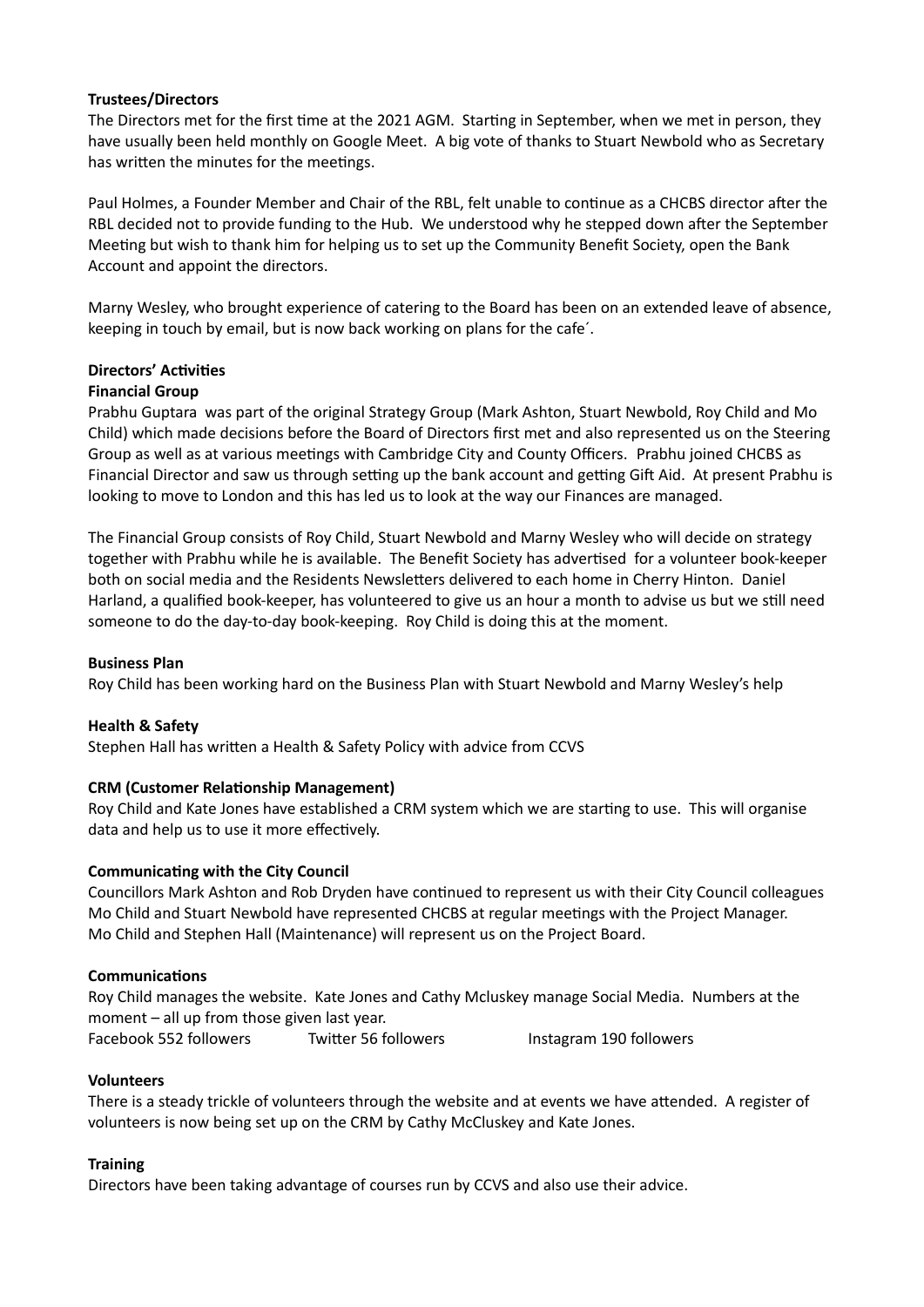**Trustees/Directors**

The Directors met for the first time at the 2021 AGM. Starting in September, when we met in person, they have usually been held monthly on Google Meet. A big vote of thanks to Stuart Newbold who as Secretary has written the minutes for the meetings.

Paul Holmes, a Founder Member and Chair of the RBL, felt unable to continue as a CHCBS director after the RBL decided not to provide funding to the Hub. We understood why he stepped down after the September Meeting but wish to thank him for helping us to set up the Community Benefit Society, open the Bank Account and appoint the directors.

Marny Wesley, who brought experience of catering to the Board has been on an extended leave of absence, keeping in touch by email, but is now back working on plans for the cafe´.

**Directors' Activities**

**Financial Group**

Prabhu Guptara was part of the original Strategy Group (Mark Ashton, Stuart Newbold, Roy Child and Mo Child) which made decisions before the Board of Directors first met and also represented us on the Steering Group as well as at various meetings with Cambridge City and County Officers. Prabhu joined CHCBS as Financial Director and saw us through setting up the bank account and getting Gift Aid. At present Prabhu is looking to move to London and this has led us to look at the way our Finances are managed.

The Financial Group consists of Roy Child, Stuart Newbold and Marny Wesley who will decide on strategy together with Prabhu while he is available. The Benefit Society has advertised for a volunteer book-keeper both on social media and the Residents Newsletters delivered to each home in Cherry Hinton. Daniel Harland, a qualified book-keeper, has volunteered to give us an hour a month to advise us but we still need someone to do the day-to-day book-keeping. Roy Child is doing this at the moment.

**Business Plan**

Roy Child has been working hard on the Business Plan with Stuart Newbold and Marny Wesley's help

**Health & Safety**

Stephen Hall has written a Health & Safety Policy with advice from CCVS

**CRM (Customer Relationship Management)**

Roy Child and Kate Jones have established a CRM system which we are starting to use. This will organise data and help us to use it more effectively.

**Communicating with the City Council**

Councillors Mark Ashton and Rob Dryden have continued to represent us with their City Council colleagues
Mo Child and Stuart Newbold have represented CHCBS at regular meetings with the Project Manager.
Mo Child and Stephen Hall (Maintenance) will represent us on the Project Board.

**Communications**

Roy Child manages the website. Kate Jones and Cathy Mcluskey manage Social Media. Numbers at the moment – all up from those given last year.

Facebook 552 followers Twitter 56 followers Instagram 190 followers

**Volunteers**

There is a steady trickle of volunteers through the website and at events we have attended. A register of volunteers is now being set up on the CRM by Cathy McCluskey and Kate Jones.

**Training**

Directors have been taking advantage of courses run by CCVS and also use their advice.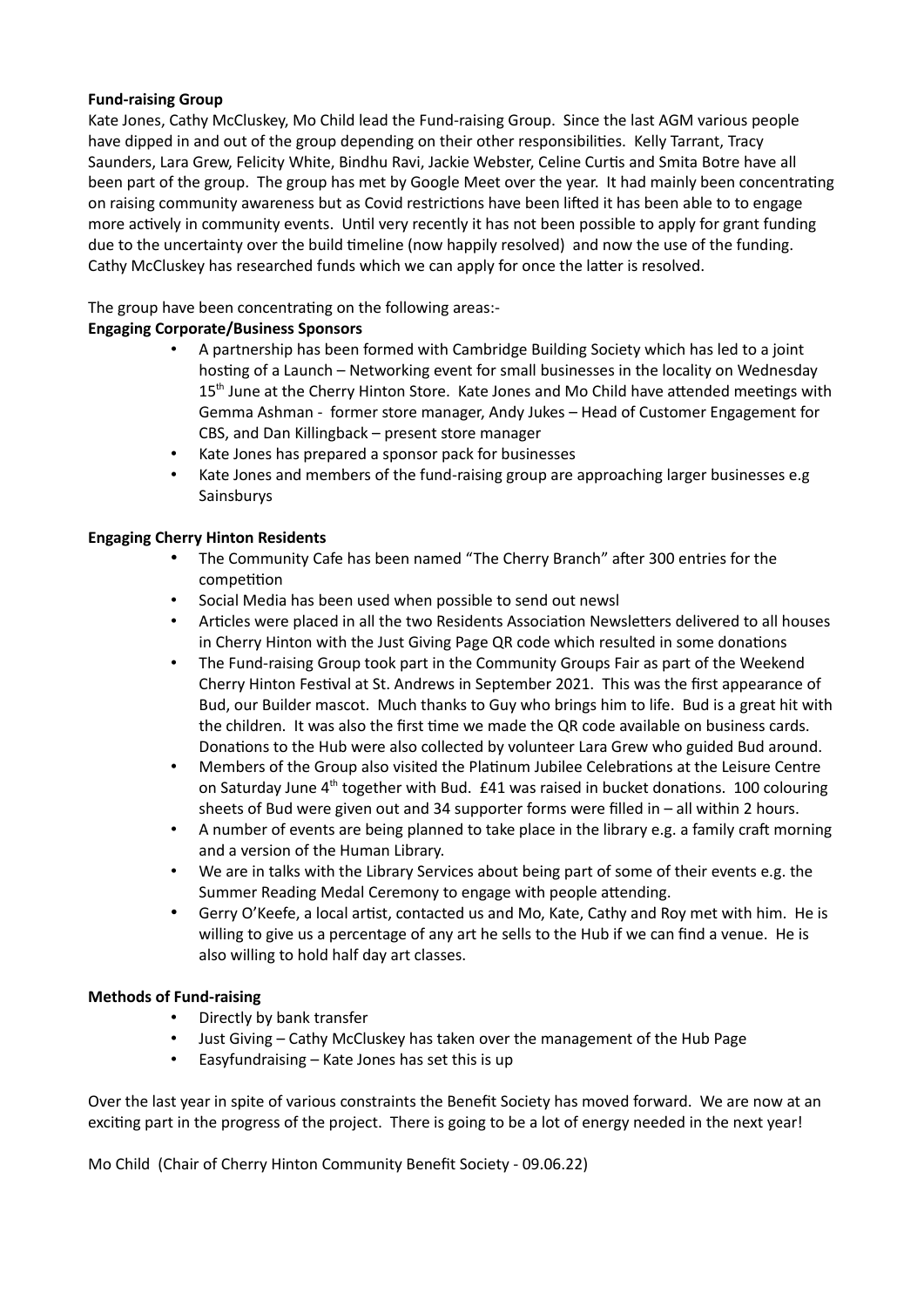**Fund-raising Group**

Kate Jones, Cathy McCluskey, Mo Child lead the Fund-raising Group. Since the last AGM various people have dipped in and out of the group depending on their other responsibilities. Kelly Tarrant, Tracy Saunders, Lara Grew, Felicity White, Bindhu Ravi, Jackie Webster, Celine Curtis and Smita Botre have all been part of the group. The group has met by Google Meet over the year. It had mainly been concentrating on raising community awareness but as Covid restrictions have been lifted it has been able to to engage more actively in community events. Until very recently it has not been possible to apply for grant funding due to the uncertainty over the build timeline (now happily resolved) and now the use of the funding. Cathy McCluskey has researched funds which we can apply for once the latter is resolved.

The group have been concentrating on the following areas:-

**Engaging Corporate/Business Sponsors**

- A partnership has been formed with Cambridge Building Society which has led to a joint hosting of a Launch – Networking event for small businesses in the locality on Wednesday 15th June at the Cherry Hinton Store. Kate Jones and Mo Child have attended meetings with Gemma Ashman - former store manager, Andy Jukes – Head of Customer Engagement for CBS, and Dan Killingback – present store manager
- Kate Jones has prepared a sponsor pack for businesses
- Kate Jones and members of the fund-raising group are approaching larger businesses e.g Sainsburys

**Engaging Cherry Hinton Residents**

- The Community Cafe has been named "The Cherry Branch" after 300 entries for the competition
- Social Media has been used when possible to send out newsl
- Articles were placed in all the two Residents Association Newsletters delivered to all houses in Cherry Hinton with the Just Giving Page QR code which resulted in some donations
- The Fund-raising Group took part in the Community Groups Fair as part of the Weekend Cherry Hinton Festival at St. Andrews in September 2021. This was the first appearance of Bud, our Builder mascot. Much thanks to Guy who brings him to life. Bud is a great hit with the children. It was also the first time we made the QR code available on business cards. Donations to the Hub were also collected by volunteer Lara Grew who guided Bud around.
- Members of the Group also visited the Platinum Jubilee Celebrations at the Leisure Centre on Saturday June 4th together with Bud. £41 was raised in bucket donations. 100 colouring sheets of Bud were given out and 34 supporter forms were filled in – all within 2 hours.
- A number of events are being planned to take place in the library e.g. a family craft morning and a version of the Human Library.
- We are in talks with the Library Services about being part of some of their events e.g. the Summer Reading Medal Ceremony to engage with people attending.
- Gerry O'Keefe, a local artist, contacted us and Mo, Kate, Cathy and Roy met with him. He is willing to give us a percentage of any art he sells to the Hub if we can find a venue. He is also willing to hold half day art classes.

**Methods of Fund-raising**

- Directly by bank transfer
- Just Giving – Cathy McCluskey has taken over the management of the Hub Page
- Easyfundraising – Kate Jones has set this is up

Over the last year in spite of various constraints the Benefit Society has moved forward. We are now at an exciting part in the progress of the project. There is going to be a lot of energy needed in the next year!

Mo Child (Chair of Cherry Hinton Community Benefit Society - 09.06.22)